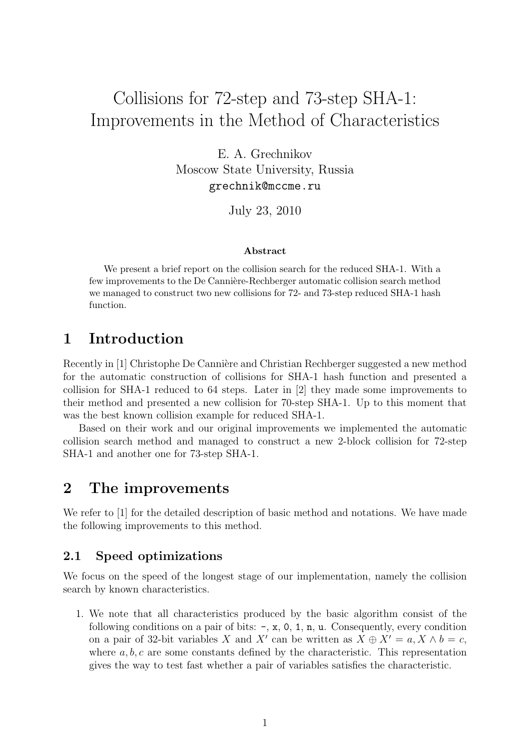# Collisions for 72-step and 73-step SHA-1: Improvements in the Method of Characteristics

E. A. Grechnikov
Moscow State University, Russia
`grechnik@mccme.ru`

July 23, 2010

**Abstract**

We present a brief report on the collision search for the reduced SHA-1. With a few improvements to the De Cannière-Rechberger automatic collision search method we managed to construct two new collisions for 72- and 73-step reduced SHA-1 hash function.

## 1 Introduction

Recently in [1] Christophe De Cannière and Christian Rechberger suggested a new method for the automatic construction of collisions for SHA-1 hash function and presented a collision for SHA-1 reduced to 64 steps. Later in [2] they made some improvements to their method and presented a new collision for 70-step SHA-1. Up to this moment that was the best known collision example for reduced SHA-1.

Based on their work and our original improvements we implemented the automatic collision search method and managed to construct a new 2-block collision for 72-step SHA-1 and another one for 73-step SHA-1.

## 2 The improvements

We refer to [1] for the detailed description of basic method and notations. We have made the following improvements to this method.

### 2.1 Speed optimizations

We focus on the speed of the longest stage of our implementation, namely the collision search by known characteristics.

1. We note that all characteristics produced by the basic algorithm consist of the following conditions on a pair of bits: `-`, `x`, `0`, `1`, `n`, `u`. Consequently, every condition on a pair of 32-bit variables $X$ and $X'$ can be written as $X \oplus X' = a, X \wedge b = c$, where $a, b, c$ are some constants defined by the characteristic. This representation gives the way to test fast whether a pair of variables satisfies the characteristic.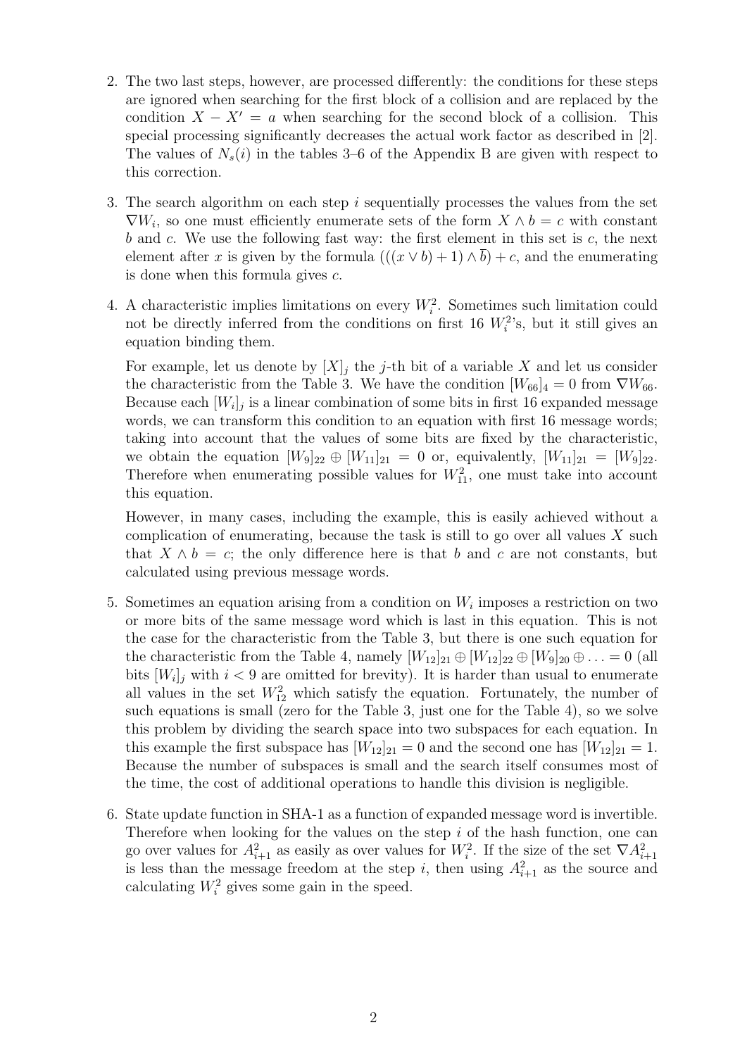2. The two last steps, however, are processed differently: the conditions for these steps are ignored when searching for the first block of a collision and are replaced by the condition $X - X' = a$ when searching for the second block of a collision. This special processing significantly decreases the actual work factor as described in [2]. The values of $N_s(i)$ in the tables 3–6 of the Appendix B are given with respect to this correction.

3. The search algorithm on each step $i$ sequentially processes the values from the set $\nabla W_i$, so one must efficiently enumerate sets of the form $X \wedge b = c$ with constant $b$ and $c$. We use the following fast way: the first element in this set is $c$, the next element after $x$ is given by the formula $(((x \vee b) + 1) \wedge \overline{b}) + c$, and the enumerating is done when this formula gives $c$.

4. A characteristic implies limitations on every $W_i^2$. Sometimes such limitation could not be directly inferred from the conditions on first 16 $W_i^2$'s, but it still gives an equation binding them.

   For example, let us denote by $[X]_j$ the $j$-th bit of a variable $X$ and let us consider the characteristic from the Table 3. We have the condition $[W_{66}]_4 = 0$ from $\nabla W_{66}$. Because each $[W_i]_j$ is a linear combination of some bits in first 16 expanded message words, we can transform this condition to an equation with first 16 message words; taking into account that the values of some bits are fixed by the characteristic, we obtain the equation $[W_9]_{22} \oplus [W_{11}]_{21} = 0$ or, equivalently, $[W_{11}]_{21} = [W_9]_{22}$. Therefore when enumerating possible values for $W_{11}^2$, one must take into account this equation.

   However, in many cases, including the example, this is easily achieved without a complication of enumerating, because the task is still to go over all values $X$ such that $X \wedge b = c$; the only difference here is that $b$ and $c$ are not constants, but calculated using previous message words.

5. Sometimes an equation arising from a condition on $W_i$ imposes a restriction on two or more bits of the same message word which is last in this equation. This is not the case for the characteristic from the Table 3, but there is one such equation for the characteristic from the Table 4, namely $[W_{12}]_{21} \oplus [W_{12}]_{22} \oplus [W_9]_{20} \oplus \ldots = 0$ (all bits $[W_i]_j$ with $i < 9$ are omitted for brevity). It is harder than usual to enumerate all values in the set $W_{12}^2$ which satisfy the equation. Fortunately, the number of such equations is small (zero for the Table 3, just one for the Table 4), so we solve this problem by dividing the search space into two subspaces for each equation. In this example the first subspace has $[W_{12}]_{21} = 0$ and the second one has $[W_{12}]_{21} = 1$. Because the number of subspaces is small and the search itself consumes most of the time, the cost of additional operations to handle this division is negligible.

6. State update function in SHA-1 as a function of expanded message word is invertible. Therefore when looking for the values on the step $i$ of the hash function, one can go over values for $A_{i+1}^2$ as easily as over values for $W_i^2$. If the size of the set $\nabla A_{i+1}^2$ is less than the message freedom at the step $i$, then using $A_{i+1}^2$ as the source and calculating $W_i^2$ gives some gain in the speed.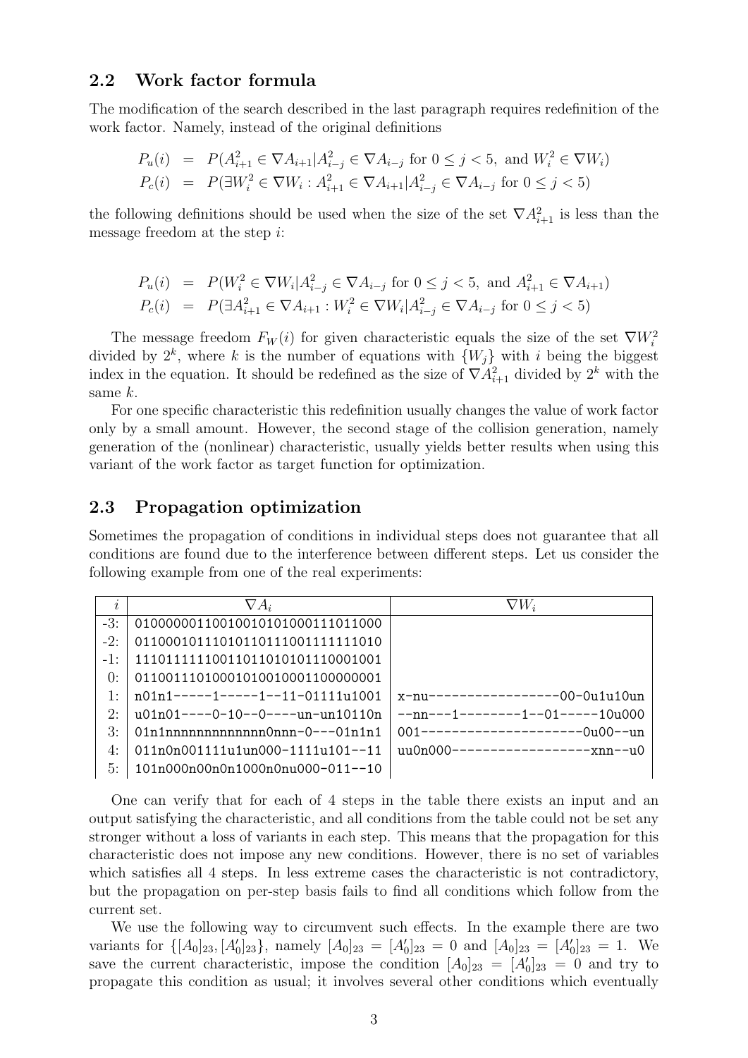## 2.2 Work factor formula

The modification of the search described in the last paragraph requires redefinition of the work factor. Namely, instead of the original definitions

$$
\begin{aligned}
P_u(i) &= P(A^2_{i+1} \in \nabla A_{i+1} | A^2_{i-j} \in \nabla A_{i-j} \text{ for } 0 \le j < 5, \text{ and } W^2_i \in \nabla W_i) \\
P_c(i) &= P(\exists W^2_i \in \nabla W_i : A^2_{i+1} \in \nabla A_{i+1} | A^2_{i-j} \in \nabla A_{i-j} \text{ for } 0 \le j < 5)
\end{aligned}
$$

the following definitions should be used when the size of the set $\nabla A^2_{i+1}$ is less than the message freedom at the step $i$:

$$
\begin{aligned}
P_u(i) &= P(W^2_i \in \nabla W_i | A^2_{i-j} \in \nabla A_{i-j} \text{ for } 0 \le j < 5, \text{ and } A^2_{i+1} \in \nabla A_{i+1}) \\
P_c(i) &= P(\exists A^2_{i+1} \in \nabla A_{i+1} : W^2_i \in \nabla W_i | A^2_{i-j} \in \nabla A_{i-j} \text{ for } 0 \le j < 5)
\end{aligned}
$$

The message freedom $F_W(i)$ for given characteristic equals the size of the set $\nabla W^2_i$ divided by $2^k$, where $k$ is the number of equations with $\{W_j\}$ with $i$ being the biggest index in the equation. It should be redefined as the size of $\nabla A^2_{i+1}$ divided by $2^k$ with the same $k$.

For one specific characteristic this redefinition usually changes the value of work factor only by a small amount. However, the second stage of the collision generation, namely generation of the (nonlinear) characteristic, usually yields better results when using this variant of the work factor as target function for optimization.

## 2.3 Propagation optimization

Sometimes the propagation of conditions in individual steps does not guarantee that all conditions are found due to the interference between different steps. Let us consider the following example from one of the real experiments:

| $i$ | $\nabla A_i$ | $\nabla W_i$ |
|---|---|---|
| -3: | `01000000110010010101000111011000` | |
| -2: | `01100010111010110111001111111010` | |
| -1: | `11101111110011011010101110001001` | |
| 0: | `01100111010001010010001100000001` | |
| 1: | `n01n1-----1-----1--11-01111u1001` | `x-nu-----------------00-0u1u10un` |
| 2: | `u01n01----0-10--0----un-un10110n` | `--nn---1--------1--01-----10u000` |
| 3: | `01n1nnnnnnnnnnnnn0nnn-0---01n1n1` | `001--------------------0u00--un` |
| 4: | `011n0n001111u1un000-1111u101--11` | `uu0n000------------------xnn--u0` |
| 5: | `101n000n00n0n1000n0nu000-011--10` | |

One can verify that for each of 4 steps in the table there exists an input and an output satisfying the characteristic, and all conditions from the table could not be set any stronger without a loss of variants in each step. This means that the propagation for this characteristic does not impose any new conditions. However, there is no set of variables which satisfies all 4 steps. In less extreme cases the characteristic is not contradictory, but the propagation on per-step basis fails to find all conditions which follow from the current set.

We use the following way to circumvent such effects. In the example there are two variants for $\{[A_0]_{23}, [A'_0]_{23}\}$, namely $[A_0]_{23} = [A'_0]_{23} = 0$ and $[A_0]_{23} = [A'_0]_{23} = 1$. We save the current characteristic, impose the condition $[A_0]_{23} = [A'_0]_{23} = 0$ and try to propagate this condition as usual; it involves several other conditions which eventually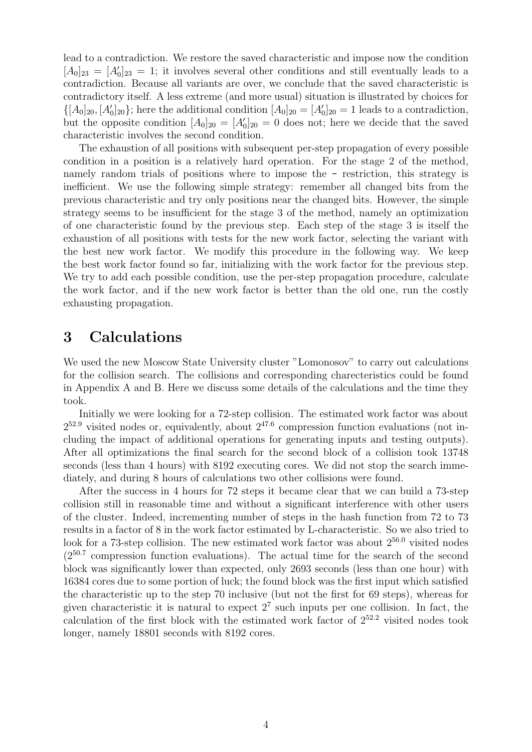lead to a contradiction. We restore the saved characteristic and impose now the condition $[A_0]_{23} = [A'_0]_{23} = 1$; it involves several other conditions and still eventually leads to a contradiction. Because all variants are over, we conclude that the saved characteristic is contradictory itself. A less extreme (and more usual) situation is illustrated by choices for $\{[A_0]_{20}, [A'_0]_{20}\}$; here the additional condition $[A_0]_{20} = [A'_0]_{20} = 1$ leads to a contradiction, but the opposite condition $[A_0]_{20} = [A'_0]_{20} = 0$ does not; here we decide that the saved characteristic involves the second condition.

The exhaustion of all positions with subsequent per-step propagation of every possible condition in a position is a relatively hard operation. For the stage 2 of the method, namely random trials of positions where to impose the `-` restriction, this strategy is inefficient. We use the following simple strategy: remember all changed bits from the previous characteristic and try only positions near the changed bits. However, the simple strategy seems to be insufficient for the stage 3 of the method, namely an optimization of one characteristic found by the previous step. Each step of the stage 3 is itself the exhaustion of all positions with tests for the new work factor, selecting the variant with the best new work factor. We modify this procedure in the following way. We keep the best work factor found so far, initializing with the work factor for the previous step. We try to add each possible condition, use the per-step propagation procedure, calculate the work factor, and if the new work factor is better than the old one, run the costly exhausting propagation.

## 3 Calculations

We used the new Moscow State University cluster "Lomonosov" to carry out calculations for the collision search. The collisions and corresponding charecteristics could be found in Appendix A and B. Here we discuss some details of the calculations and the time they took.

Initially we were looking for a 72-step collision. The estimated work factor was about $2^{52.9}$ visited nodes or, equivalently, about $2^{47.6}$ compression function evaluations (not including the impact of additional operations for generating inputs and testing outputs). After all optimizations the final search for the second block of a collision took 13748 seconds (less than 4 hours) with 8192 executing cores. We did not stop the search immediately, and during 8 hours of calculations two other collisions were found.

After the success in 4 hours for 72 steps it became clear that we can build a 73-step collision still in reasonable time and without a significant interference with other users of the cluster. Indeed, incrementing number of steps in the hash function from 72 to 73 results in a factor of 8 in the work factor estimated by L-characteristic. So we also tried to look for a 73-step collision. The new estimated work factor was about $2^{56.0}$ visited nodes ($2^{50.7}$ compression function evaluations). The actual time for the search of the second block was significantly lower than expected, only 2693 seconds (less than one hour) with 16384 cores due to some portion of luck; the found block was the first input which satisfied the characteristic up to the step 70 inclusive (but not the first for 69 steps), whereas for given characteristic it is natural to expect $2^7$ such inputs per one collision. In fact, the calculation of the first block with the estimated work factor of $2^{52.2}$ visited nodes took longer, namely 18801 seconds with 8192 cores.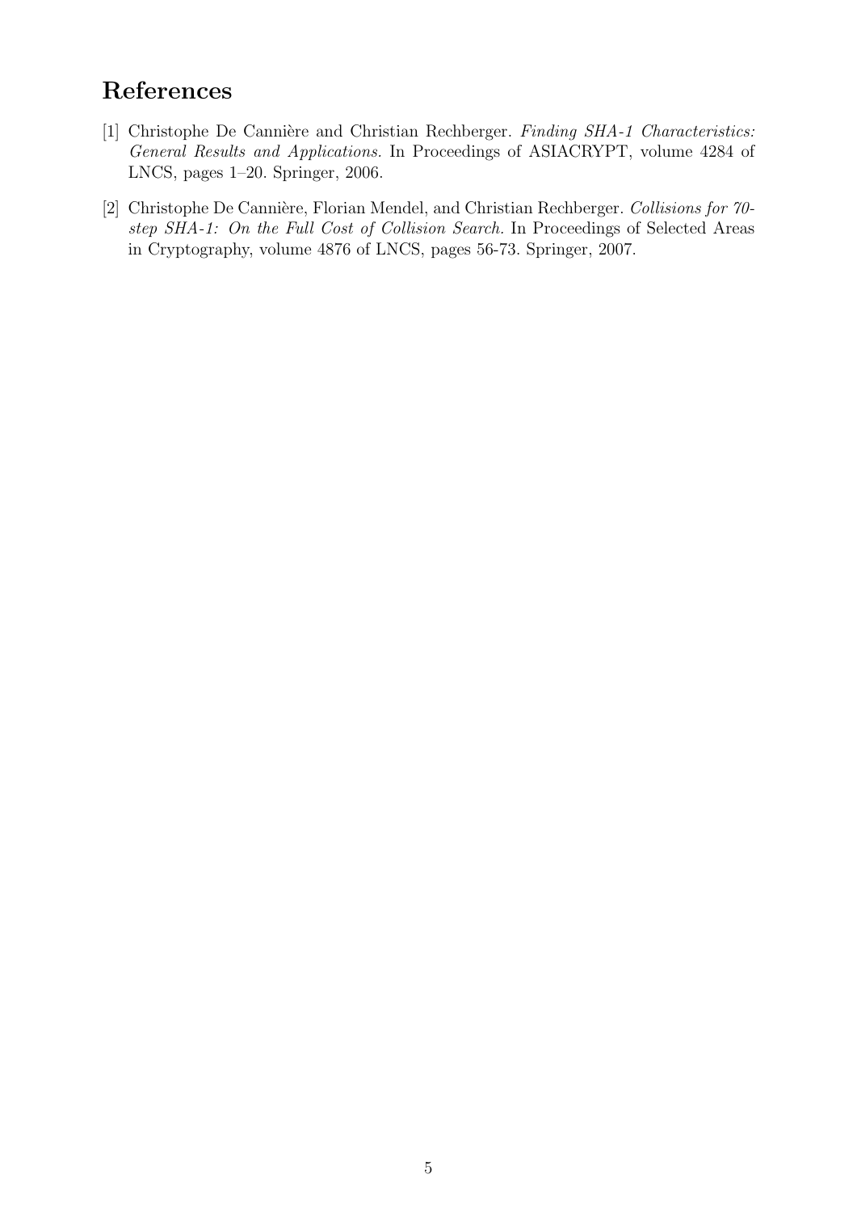## References

[1] Christophe De Cannière and Christian Rechberger. *Finding SHA-1 Characteristics: General Results and Applications.* In Proceedings of ASIACRYPT, volume 4284 of LNCS, pages 1–20. Springer, 2006.

[2] Christophe De Cannière, Florian Mendel, and Christian Rechberger. *Collisions for 70-step SHA-1: On the Full Cost of Collision Search.* In Proceedings of Selected Areas in Cryptography, volume 4876 of LNCS, pages 56-73. Springer, 2007.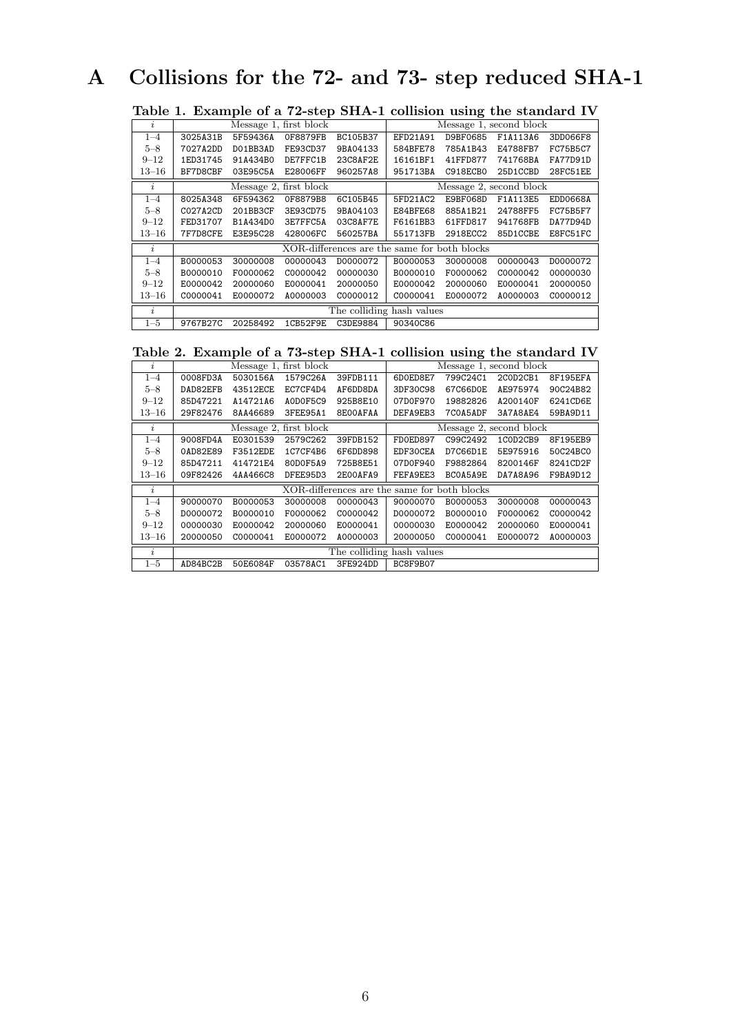# A Collisions for the 72- and 73- step reduced SHA-1

**Table 1. Example of a 72-step SHA-1 collision using the standard IV**

| $i$ | Message 1, first block | | | | Message 1, second block | | | |
|---|---|---|---|---|---|---|---|---|
| 1–4 | 3025A31B | 5F59436A | 0F8879FB | BC105B37 | EFD21A91 | D9BF0685 | F1A113A6 | 3DD066F8 |
| 5–8 | 7027A2DD | D01BB3AD | FE93CD37 | 9BA04133 | 584BFE78 | 785A1B43 | E4788FB7 | FC75B5C7 |
| 9–12 | 1ED31745 | 91A434B0 | DE7FFC1B | 23C8AF2E | 16161BF1 | 41FFD877 | 741768BA | FA77D91D |
| 13–16 | BF7D8CBF | 03E95C5A | E28006FF | 960257A8 | 951713BA | C918ECB0 | 25D1CCBD | 28FC51EE |
| $i$ | Message 2, first block | | | | Message 2, second block | | | |
| 1–4 | 8025A348 | 6F594362 | 0F8879B8 | 6C105B45 | 5FD21AC2 | E9BF068D | F1A113E5 | EDD0668A |
| 5–8 | C027A2CD | 201BB3CF | 3E93CD75 | 9BA04103 | E84BFE68 | 885A1B21 | 24788FF5 | FC75B5F7 |
| 9–12 | FED31707 | B1A434D0 | 3E7FFC5A | 03C8AF7E | F6161BB3 | 61FFD817 | 941768FB | DA77D94D |
| 13–16 | 7F7D8CFE | E3E95C28 | 428006FC | 560257BA | 551713FB | 2918ECC2 | 85D1CCBE | E8FC51FC |
| $i$ | XOR-differences are the same for both blocks | | | | | | | |
| 1–4 | B0000053 | 30000008 | 00000043 | D0000072 | B0000053 | 30000008 | 00000043 | D0000072 |
| 5–8 | B0000010 | F0000062 | C0000042 | 00000030 | B0000010 | F0000062 | C0000042 | 00000030 |
| 9–12 | E0000042 | 20000060 | E0000041 | 20000050 | E0000042 | 20000060 | E0000041 | 20000050 |
| 13–16 | C0000041 | E0000072 | A0000003 | C0000012 | C0000041 | E0000072 | A0000003 | C0000012 |
| $i$ | The colliding hash values | | | | | | | |
| 1–5 | 9767B27C | 20258492 | 1CB52F9E | C3DE9884 | 90340C86 | | | |

**Table 2. Example of a 73-step SHA-1 collision using the standard IV**

| $i$ | Message 1, first block | | | | Message 1, second block | | | |
|---|---|---|---|---|---|---|---|---|
| 1–4 | 0008FD3A | 5030156A | 1579C26A | 39FDB111 | 6D0ED8E7 | 799C24C1 | 2C0D2CB1 | 8F195EFA |
| 5–8 | DAD82EFB | 43512ECE | EC7CF4D4 | AF6DD8DA | 3DF30C98 | 67C66D0E | AE975974 | 90C24B82 |
| 9–12 | 85D47221 | A14721A6 | A0D0F5C9 | 925B8E10 | 07D0F970 | 19882826 | A200140F | 6241CD6E |
| 13–16 | 29F82476 | 8AA46689 | 3FEE95A1 | 8E00AFAA | DEFA9EB3 | 7C0A5ADF | 3A7A8AE4 | 59BA9D11 |
| $i$ | Message 2, first block | | | | Message 2, second block | | | |
| 1–4 | 9008FD4A | E0301539 | 2579C262 | 39FDB152 | FD0ED897 | C99C2492 | 1C0D2CB9 | 8F195EB9 |
| 5–8 | 0AD82E89 | F3512EDE | 1C7CF4B6 | 6F6DD898 | EDF30CEA | D7C66D1E | 5E975916 | 50C24BC0 |
| 9–12 | 85D47211 | 414721E4 | 80D0F5A9 | 725B8E51 | 07D0F940 | F9882864 | 8200146F | 8241CD2F |
| 13–16 | 09F82426 | 4AA466C8 | DFEE95D3 | 2E00AFA9 | FEFA9EE3 | BC0A5A9E | DA7A8A96 | F9BA9D12 |
| $i$ | XOR-differences are the same for both blocks | | | | | | | |
| 1–4 | 90000070 | B0000053 | 30000008 | 00000043 | 90000070 | B0000053 | 30000008 | 00000043 |
| 5–8 | D0000072 | B0000010 | F0000062 | C0000042 | D0000072 | B0000010 | F0000062 | C0000042 |
| 9–12 | 00000030 | E0000042 | 20000060 | E0000041 | 00000030 | E0000042 | 20000060 | E0000041 |
| 13–16 | 20000050 | C0000041 | E0000072 | A0000003 | 20000050 | C0000041 | E0000072 | A0000003 |
| $i$ | The colliding hash values | | | | | | | |
| 1–5 | AD84BC2B | 50E6084F | 03578AC1 | 3FE924DD | BC8F9B07 | | | |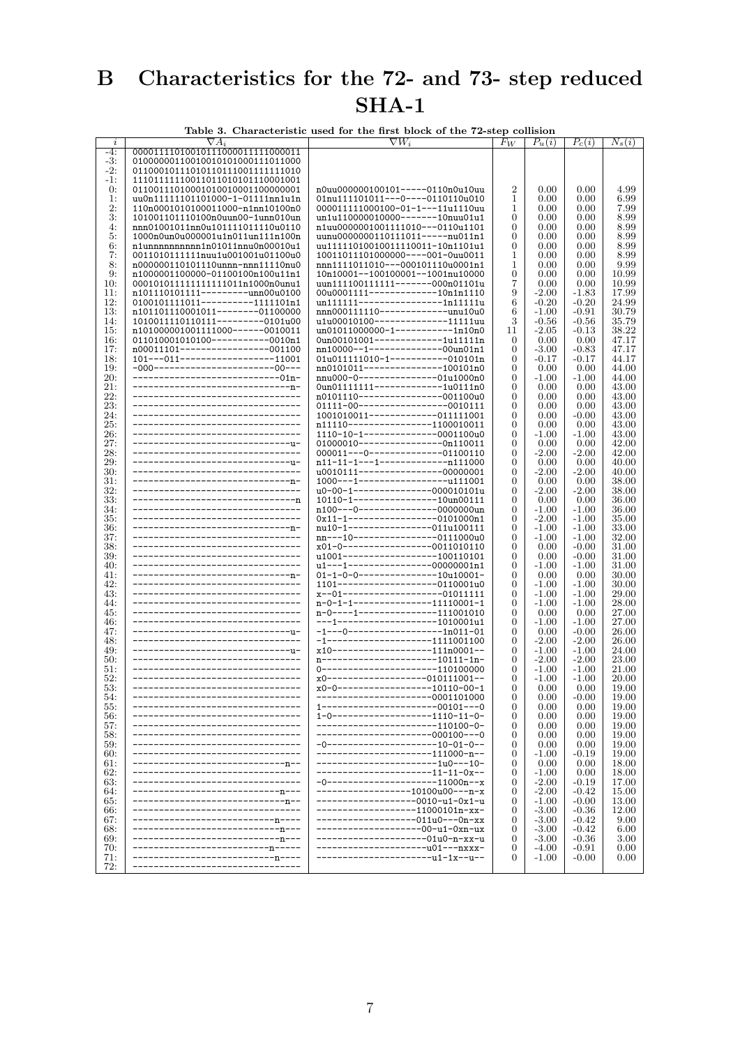# B Characteristics for the 72- and 73- step reduced SHA-1

**Table 3.** Characteristic used for the first block of the 72-step collision

| $i$ | $\nabla A_i$ | $\nabla W_i$ | $F_W$ | $P_u(i)$ | $P_c(i)$ | $N_s(i)$ |
|---|---|---|---|---|---|---|
| -4: | 00001111010010111000011111000011 | | | | | |
| -3: | 01000000110010010101000111011000 | | | | | |
| -2: | 01100010111010110111001111111010 | | | | | |
| -1: | 11101111110011011010101110001001 | | | | | |
| 0: | 01100111010001010010001100000001 | n0uu000000100101-----0110n0u10uu | 2 | 0.00 | 0.00 | 4.99 |
| 1: | uu0n11111101101000-1-01111nn1u1n | 01nu111101011---0----0110110u010 | 1 | 0.00 | 0.00 | 6.99 |
| 2: | 110n0001010100011000-n1nn10100n0 | 000011111000100-01-1---11u1110uu | 1 | 0.00 | 0.00 | 7.99 |
| 3: | 101001101110100n0uun00-1unn010un | un1u110000010000-------10nuu01u1 | 0 | 0.00 | 0.00 | 8.99 |
| 4: | nnn01001011nn0u101111011110u0110 | n1uu0000001001111010---0110u1101 | 0 | 0.00 | 0.00 | 8.99 |
| 5: | 1000n0un0u000001u1n011un111n100n | uunu0000000110111011-----nu011n1 | 0 | 0.00 | 0.00 | 8.99 |
| 6: | n1unnnnnnnnnn1n01011nnu0n00010u1 | uu11111010010011110011-10n1101u1 | 0 | 0.00 | 0.00 | 8.99 |
| 7: | 0011010111111nuu1u001001u01100u0 | 10011011101000000----001-0uu0011 | 1 | 0.00 | 0.00 | 8.99 |
| 8: | n000000110101110unnn-nnn11110nu0 | nnn1111011010---000101110u0001n1 | 1 | 0.00 | 0.00 | 9.99 |
| 9: | n1000001100000-01100100n100u11n1 | 10n10001--100100001--1001nu10000 | 0 | 0.00 | 0.00 | 10.99 |
| 10: | 00010101111111111011n1000n0unu1 | uun111100111111-------000n01101u | 7 | 0.00 | 0.00 | 10.99 |
| 11: | n101110101111---------unn00u0100 | 00u0001111-------------10n1n1110 | 9 | -2.00 | -1.83 | 17.99 |
| 12: | 0100101111011-----------1111101n1 | un111111-----------------1n11111u | 6 | -0.20 | -0.20 | 24.99 |
| 13: | n101101110001011---------01100000 | nnn000111110--------------unu10u0 | 6 | -1.00 | -0.91 | 30.79 |
| 14: | 1010011110110111---------0101u00 | u1u00010100---------------11111uu | 3 | -0.56 | -0.56 | 35.79 |
| 15: | n101000001001111000------0010011 | un01011000000-1-----------1n10n0 | 11 | -2.05 | -0.13 | 38.22 |
| 16: | 011010001010100-----------0010n1 | 0un00101001-------------1u11111n | 0 | 0.00 | 0.00 | 47.17 |
| 17: | n00011101-----------------001100 | nn10000--1---------------00un01n1 | 0 | -3.00 | -0.83 | 47.17 |
| 18: | 101---011------------------11001 | 01u011111010-1-----------010101n | 0 | -0.17 | -0.17 | 44.17 |
| 19: | -000------------------------00-- | nn0101011----------------100101n0 | 0 | 0.00 | 0.00 | 44.00 |
| 20: | -------------------------------01n- | nnu000-0----------------01u1000n0 | 0 | -1.00 | -1.00 | 44.00 |
| 21: | --------------------------------n- | 0un01111111--------------1u0111n0 | 0 | 0.00 | 0.00 | 43.00 |
| 22: | -------------------------------- | n0101110-----------------001100u0 | 0 | 0.00 | 0.00 | 43.00 |
| 23: | -------------------------------- | 01111-00-------------------0010111 | 0 | 0.00 | 0.00 | 43.00 |
| 24: | -------------------------------- | 1001010011--------------011111001 | 0 | 0.00 | -0.00 | 43.00 |
| 25: | -------------------------------- | n11110------------------1100010011 | 0 | 0.00 | 0.00 | 43.00 |
| 26: | -------------------------------- | 1110-10-1---------------0001100u0 | 0 | -1.00 | -1.00 | 43.00 |
| 27: | --------------------------------u- | 01000010-----------------0n110011 | 0 | 0.00 | 0.00 | 42.00 |
| 28: | -------------------------------- | 000011---0---------------01100110 | 0 | -2.00 | -2.00 | 42.00 |
| 29: | --------------------------------u- | n11-11-1---1-------------n111000 | 0 | 0.00 | 0.00 | 40.00 |
| 30: | -------------------------------- | u0010111-----------------00000001 | 0 | -2.00 | -2.00 | 40.00 |
| 31: | --------------------------------n- | 1000---1------------------u111001 | 0 | 0.00 | 0.00 | 38.00 |
| 32: | -------------------------------- | u0-00-1-----------------000010101u | 0 | -2.00 | -2.00 | 38.00 |
| 33: | ---------------------------------n | 10110-1-----------------10un00111 | 0 | 0.00 | 0.00 | 36.00 |
| 34: | -------------------------------- | n100---0-----------------0000000un | 0 | -1.00 | -1.00 | 36.00 |
| 35: | -------------------------------- | 0x11-1------------------0101000n1 | 0 | -2.00 | -1.00 | 35.00 |
| 36: | --------------------------------n- | nu10-1------------------011u100111 | 0 | -1.00 | -1.00 | 33.00 |
| 37: | -------------------------------- | nn---10-----------------0111000u0 | 0 | -1.00 | -1.00 | 32.00 |
| 38: | -------------------------------- | x01-0-------------------0011010110 | 0 | 0.00 | -0.00 | 31.00 |
| 39: | -------------------------------- | u1001--------------------100110101 | 0 | 0.00 | -0.00 | 31.00 |
| 40: | -------------------------------- | u1---1-------------------0000001n1 | 0 | -1.00 | -1.00 | 31.00 |
| 41: | --------------------------------n- | 01-1-0-0-----------------10u10001- | 0 | 0.00 | 0.00 | 30.00 |
| 42: | -------------------------------- | 1101---------------------0110001u0 | 0 | -1.00 | -1.00 | 30.00 |
| 43: | -------------------------------- | x--01---------------------01011111 | 0 | -1.00 | -1.00 | 29.00 |
| 44: | -------------------------------- | n-0-1-1-----------------11110001-1 | 0 | -1.00 | -1.00 | 28.00 |
| 45: | -------------------------------- | n-0----1----------------111001010 | 0 | 0.00 | 0.00 | 27.00 |
| 46: | -------------------------------- | ---1---------------------1010001u1 | 0 | -1.00 | -1.00 | 27.00 |
| 47: | --------------------------------u- | -1---0-------------------1n011-01 | 0 | 0.00 | -0.00 | 26.00 |
| 48: | -------------------------------- | -1-----------------------1111001100 | 0 | -2.00 | -2.00 | 26.00 |
| 49: | --------------------------------u- | x10----------------------111n0001-- | 0 | -1.00 | -1.00 | 24.00 |
| 50: | -------------------------------- | n------------------------10111-1n- | 0 | -2.00 | -2.00 | 23.00 |
| 51: | -------------------------------- | 0------------------------110100000 | 0 | -1.00 | -1.00 | 21.00 |
| 52: | -------------------------------- | x0----------------------010111001- | 0 | -1.00 | -1.00 | 20.00 |
| 53: | -------------------------------- | x0-0---------------------10110-00-1 | 0 | 0.00 | 0.00 | 19.00 |
| 54: | -------------------------------- | ---------------------------0001101000 | 0 | 0.00 | -0.00 | 19.00 |
| 55: | -------------------------------- | 1-------------------------00101---0 | 0 | 0.00 | 0.00 | 19.00 |
| 56: | -------------------------------- | 1-0-----------------------1110-11-0- | 0 | 0.00 | 0.00 | 19.00 |
| 57: | -------------------------------- | --------------------------110100-0- | 0 | 0.00 | 0.00 | 19.00 |
| 58: | -------------------------------- | --------------------------000100---0 | 0 | 0.00 | 0.00 | 19.00 |
| 59: | -------------------------------- | -0------------------------10-01-0-- | 0 | 0.00 | 0.00 | 19.00 |
| 60: | -------------------------------- | --------------------------111000-n-- | 0 | -1.00 | -0.19 | 19.00 |
| 61: | ------------------------------n-- | ---------------------------1u0---10- | 0 | 0.00 | 0.00 | 18.00 |
| 62: | -------------------------------- | --------------------------11-11-0x-- | 0 | -1.00 | 0.00 | 18.00 |
| 63: | -------------------------------- | -0------------------------11000n--x | 0 | -2.00 | -0.19 | 17.00 |
| 64: | -----------------------------n--- | --------------------10100u00---n-x | 0 | -2.00 | -0.42 | 15.00 |
| 65: | ------------------------------n-- | ----------------------0010-u1-0x1-u | 0 | -1.00 | -0.00 | 13.00 |
| 66: | -------------------------------- | ---------------------11000101n-xx- | 0 | -3.00 | -0.36 | 12.00 |
| 67: | -----------------------------n--- | ----------------------011u0---0n-xx | 0 | -3.00 | -0.42 | 9.00 |
| 68: | -----------------------------n--- | -----------------------00-u1-0xn-ux | 0 | -3.00 | -0.42 | 6.00 |
| 69: | -----------------------------n--- | -----------------------01u0-n-xx-u | 0 | -3.00 | -0.36 | 3.00 |
| 70: | ---------------------------n----- | ------------------------u01---nxxx- | 0 | -4.00 | -0.91 | 0.00 |
| 71: | ---------------------------n----- | ------------------------u1-1x--u-- | 0 | -1.00 | -0.00 | 0.00 |
| 72: | -------------------------------- | | | | | |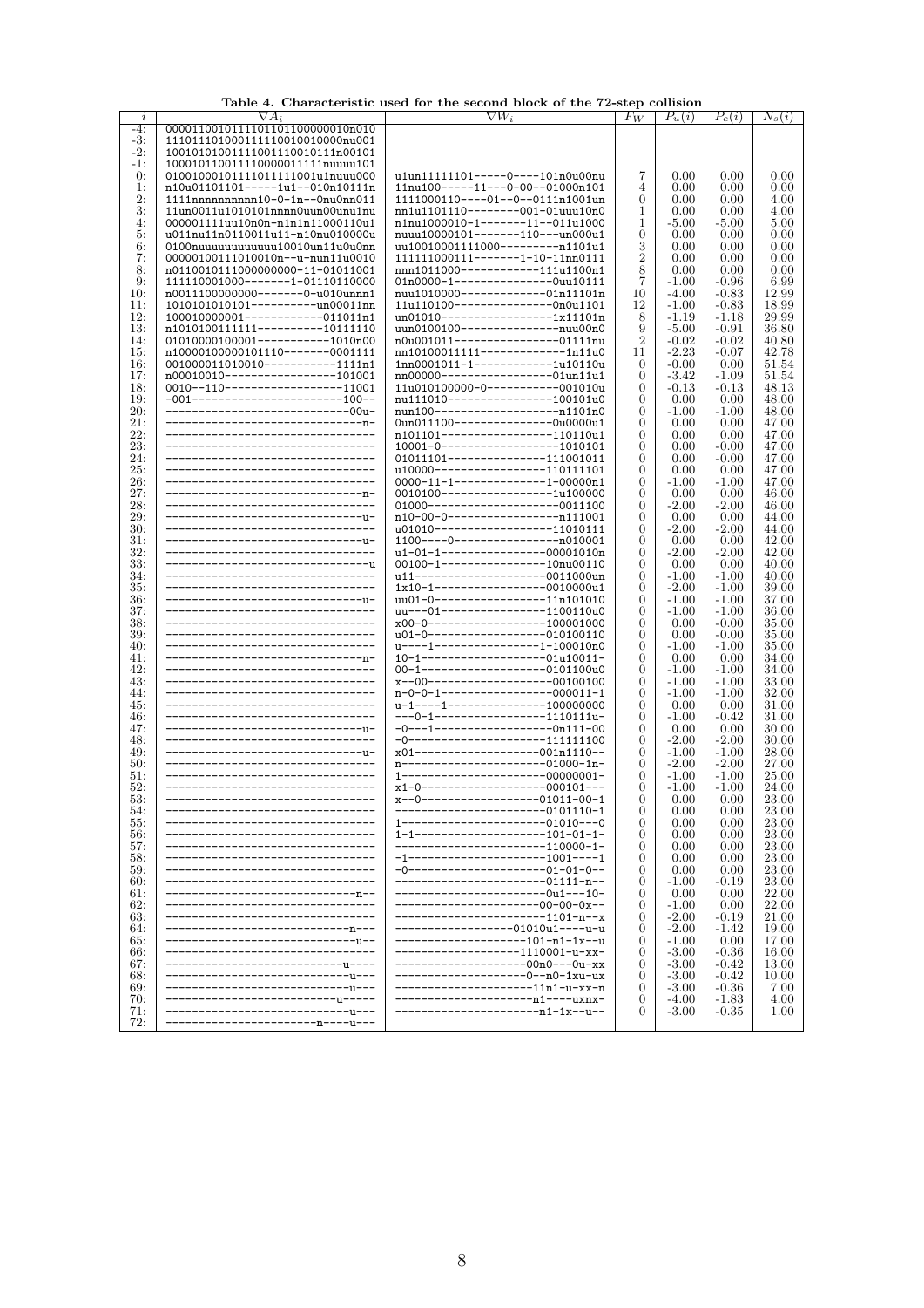**Table 4. Characteristic used for the second block of the 72-step collision**

| $i$ | $\nabla A_i$ | $\nabla W_i$ | $F_W$ | $P_u(i)$ | $P_c(i)$ | $N_s(i)$ |
|---|---|---|---|---|---|---|
| -4: | 00001100101111101101100000010n010 | | | | | |
| -3: | 11101110100011111001010000nu001 | | | | | |
| -2: | 10010101001111001110010111n00101 | | | | | |
| -1: | 10001011001111000011111nuuuu101 | | | | | |
| 0: | 01001000101111011111001u1nuuu000 | u1un11111101-----0----101n0u00nu | 7 | 0.00 | 0.00 | 0.00 |
| 1: | n10u01101101-----1u1--010n10111n | 11nu100-----11---0-00--01000n101 | 4 | 0.00 | 0.00 | 0.00 |
| 2: | 1111nnnnnnnnnn10-0-1n--0nu0nn011 | 1111000110----01--0--0111n1001un | 0 | 0.00 | 0.00 | 4.00 |
| 3: | 11un0011u1010101nnnn0uun00unu1nu | nn1u1101110---------001-01uuu10n0 | 1 | 0.00 | 0.00 | 4.00 |
| 4: | 000001111uu10n0n-n1n1n11000110u1 | n1nu1000010-1-------11--011u1000 | 1 | -5.00 | -5.00 | 5.00 |
| 5: | u011nu11n0110011u11-n10nu010000u | nuuu10000101--------110---un000u1 | 0 | 0.00 | 0.00 | 0.00 |
| 6: | 0100nuuuuuuuuuuu10010un11u0u0nn | uu10010001111000---------n1101u1 | 3 | 0.00 | 0.00 | 0.00 |
| 7: | 00000100111010010n--u-nun11u0010 | 111111000111--------1-10-11nn0111 | 2 | 0.00 | 0.00 | 0.00 |
| 8: | n0110010111000000000-11-01011001 | nnn1011000------------111u1100n1 | 8 | 0.00 | 0.00 | 0.00 |
| 9: | 111110001000--------1-01110110000 | 01n0000-1----------------0uu10111 | 7 | -1.00 | -0.96 | 6.99 |
| 10: | n0011100000000--------0-u010unnn1 | nuu1010000-------------01n11101n | 10 | -4.00 | -0.83 | 12.99 |
| 11: | 1010101010101------------un00011nn | 11u110100-----------------0n0u1101 | 12 | -1.00 | -0.83 | 18.99 |
| 12: | 100010000001-------------011011n1 | un01010-------------------1x11101n | 8 | -1.19 | -1.18 | 29.99 |
| 13: | n101010011111-----------10111110 | uun0100100------------------nuu00n0 | 9 | -5.00 | -0.91 | 36.80 |
| 14: | 01010000100001-----------1010n00 | n0u001011------------------01111nu | 2 | -0.02 | -0.02 | 40.80 |
| 15: | nn10000100000101110--------0001111 | nn10100011111--------------1n11u0 | 11 | -2.23 | -0.07 | 42.78 |
| 16: | 001000011010010-----------1111n1 | 1nn0001011-1-------------1u10110u | 0 | -0.00 | 0.00 | 51.54 |
| 17: | n00010010------------------101001 | nn00000------------------01un11u1 | 0 | -3.42 | -1.09 | 51.54 |
| 18: | 0010--110-------------------11001 | 11u010100000-0------------001010u | 0 | -0.13 | -0.13 | 48.13 |
| 19: | -001------------------------100-- | nu111010-----------------100101u0 | 0 | 0.00 | 0.00 | 48.00 |
| 20: | ------------------------------00u- | nun100--------------------n1101n0 | 0 | -1.00 | -1.00 | 48.00 |
| 21: | --------------------------------n- | 0un011100-----------------0u0000u1 | 0 | 0.00 | 0.00 | 47.00 |
| 22: | ---------------------------------- | n101101-------------------110110u1 | 0 | 0.00 | 0.00 | 47.00 |
| 23: | ---------------------------------- | 10001-0-------------------1010101 | 0 | 0.00 | -0.00 | 47.00 |
| 24: | ---------------------------------- | 01011101-----------------111001011 | 0 | 0.00 | -0.00 | 47.00 |
| 25: | ---------------------------------- | u10000-------------------110111101 | 0 | 0.00 | 0.00 | 47.00 |
| 26: | ---------------------------------- | 0000-11-1-----------------1-00000n1 | 0 | -1.00 | -1.00 | 47.00 |
| 27: | --------------------------------n- | 0010100-------------------1u100000 | 0 | 0.00 | 0.00 | 46.00 |
| 28: | ---------------------------------- | 01000---------------------0011100 | 0 | -2.00 | -2.00 | 46.00 |
| 29: | --------------------------------u- | n10-00-0------------------n111001 | 0 | 0.00 | 0.00 | 44.00 |
| 30: | ---------------------------------- | u01010--------------------11010111 | 0 | -2.00 | -2.00 | 44.00 |
| 31: | --------------------------------u- | 1100----0------------------n010001 | 0 | 0.00 | 0.00 | 42.00 |
| 32: | ---------------------------------- | u1-01-1-------------------00001010n | 0 | -2.00 | -2.00 | 42.00 |
| 33: | ---------------------------------u | 00100-1-------------------10nu00110 | 0 | 0.00 | 0.00 | 40.00 |
| 34: | ---------------------------------- | u11-----------------------0011000un | 0 | -1.00 | -1.00 | 40.00 |
| 35: | ---------------------------------- | 1x10-1--------------------0010000u1 | 0 | -2.00 | -1.00 | 39.00 |
| 36: | --------------------------------u- | uu01-0-------------------11n101010 | 0 | -1.00 | -1.00 | 37.00 |
| 37: | ---------------------------------- | uu---01------------------1100110u0 | 0 | -1.00 | -1.00 | 36.00 |
| 38: | ---------------------------------- | x00-0--------------------100001000 | 0 | 0.00 | -0.00 | 35.00 |
| 39: | ---------------------------------- | u01-0--------------------010100110 | 0 | 0.00 | -0.00 | 35.00 |
| 40: | ---------------------------------- | u----1-------------------1-100010n0 | 0 | -1.00 | -1.00 | 35.00 |
| 41: | --------------------------------n- | 10-1----------------------01u10011- | 0 | 0.00 | 0.00 | 34.00 |
| 42: | ---------------------------------- | 00-1----------------------0101100u0 | 0 | -1.00 | -1.00 | 34.00 |
| 43: | ---------------------------------- | x--00---------------------00100100 | 0 | -1.00 | -1.00 | 33.00 |
| 44: | ---------------------------------- | n-0-0-1-------------------000011-1 | 0 | -1.00 | -1.00 | 32.00 |
| 45: | ---------------------------------- | u-1----1------------------100000000 | 0 | 0.00 | 0.00 | 31.00 |
| 46: | ---------------------------------- | ---0-1--------------------1110111u- | 0 | -1.00 | -0.42 | 31.00 |
| 47: | --------------------------------u- | -0---1--------------------0n111-00 | 0 | 0.00 | 0.00 | 30.00 |
| 48: | ---------------------------------- | -0------------------------111111100 | 0 | -2.00 | -2.00 | 30.00 |
| 49: | --------------------------------u- | x01-----------------------001n1110-- | 0 | -1.00 | -1.00 | 28.00 |
| 50: | ---------------------------------- | n-------------------------01000-1n- | 0 | -2.00 | -2.00 | 27.00 |
| 51: | ---------------------------------- | 1-------------------------00000001- | 0 | -1.00 | -1.00 | 25.00 |
| 52: | ---------------------------------- | x1-0----------------------000101--- | 0 | -1.00 | -1.00 | 24.00 |
| 53: | ---------------------------------- | x--0----------------------01011-00-1 | 0 | 0.00 | 0.00 | 23.00 |
| 54: | ---------------------------------- | --------------------------0101110-1 | 0 | 0.00 | 0.00 | 23.00 |
| 55: | ---------------------------------- | 1-------------------------01010---0 | 0 | 0.00 | 0.00 | 23.00 |
| 56: | ---------------------------------- | 1-1-----------------------101-01-1- | 0 | 0.00 | 0.00 | 23.00 |
| 57: | ---------------------------------- | --------------------------110000-1- | 0 | 0.00 | 0.00 | 23.00 |
| 58: | ---------------------------------- | -1------------------------1001----1 | 0 | 0.00 | 0.00 | 23.00 |
| 59: | ---------------------------------- | -0------------------------01-01-0-- | 0 | 0.00 | 0.00 | 23.00 |
| 60: | ---------------------------------- | --------------------------01111-n-- | 0 | -1.00 | -0.19 | 23.00 |
| 61: | -------------------------------n-- | --------------------------0u1---10- | 0 | 0.00 | 0.00 | 22.00 |
| 62: | ---------------------------------- | -------------------------00-00-0x-- | 0 | -1.00 | 0.00 | 22.00 |
| 63: | ---------------------------------- | --------------------------1101-n--x | 0 | -2.00 | -0.19 | 21.00 |
| 64: | ------------------------------n--- | ------------------01010u1----u-u | 0 | -2.00 | -1.42 | 19.00 |
| 65: | ------------------------------u--- | ---------------------101-n1-1x--u | 0 | -1.00 | 0.00 | 17.00 |
| 66: | ---------------------------------- | --------------------1110001-u-xx- | 0 | -3.00 | -0.36 | 16.00 |
| 67: | ------------------------------u--- | ---------------------00n0---0u-xx | 0 | -3.00 | -0.42 | 13.00 |
| 68: | ------------------------------u--- | ---------------------0--n0-1xu-ux | 0 | -3.00 | -0.42 | 10.00 |
| 69: | ------------------------------u--- | ----------------------11n1-u-xx-n | 0 | -3.00 | -0.36 | 7.00 |
| 70: | ---------------------------u------ | ---------------------n1----uxnx- | 0 | -4.00 | -1.83 | 4.00 |
| 71: | ------------------------------u--- | ----------------------n1-1x--u-- | 0 | -3.00 | -0.35 | 1.00 |
| 72: | -------------------------n----u--- | | | | | |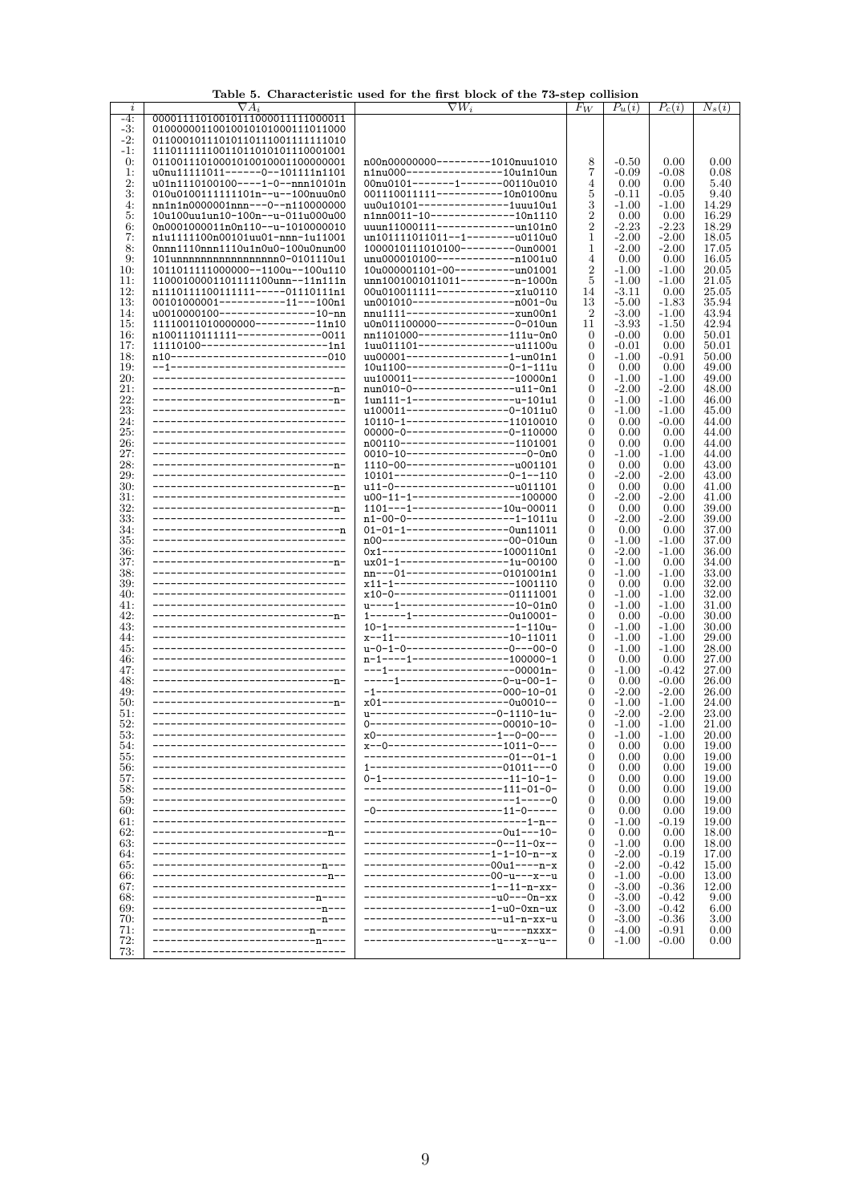**Table 5. Characteristic used for the first block of the 73-step collision**

| $i$ | $\nabla A_i$ | $\nabla W_i$ | $F_W$ | $P_u(i)$ | $P_c(i)$ | $N_s(i)$ |
|---|---|---|---|---|---|---|
| -4: | 00001111010010111000011111000011 | | | | | |
| -3: | 01000000110010010101000110011000 | | | | | |
| -2: | 01100010111010110111001111111010 | | | | | |
| -1: | 11101111110011011010101110001001 | | | | | |
| 0: | 01100111010001010010001100000001 | n00n00000000---------1010nuu1010 | 8 | -0.50 | 0.00 | 0.00 |
| 1: | u0nu11111011------0--101111n1101 | n1nu000----------------10u1n10un | 7 | -0.09 | -0.08 | 0.08 |
| 2: | u01n1110100100----1-0--nnn10101n | 00nu0101-------1-------00110u010 | 4 | 0.00 | 0.00 | 5.40 |
| 3: | 010u0100111111101n--u--100nuu0n0 | 001110011111-----------10n0100nu | 5 | -0.11 | -0.05 | 9.40 |
| 4: | nn1n1n0000001nnn---0--n110000000 | uu0u10101---------------1uuu10u1 | 3 | -1.00 | -1.00 | 14.29 |
| 5: | 10u100uu1un10-100n--u-011u000u00 | n1nn0011-10--------------10n1110 | 2 | 0.00 | 0.00 | 16.29 |
| 6: | 0n0001000011n0n110--u-1010000010 | uuun11000111-------------un101n0 | 2 | -2.23 | -2.23 | 18.29 |
| 7: | n1u1111100n00101uu01-nnn-1u11001 | un101111011011--1---------u0110u0 | 1 | -2.00 | -2.00 | 18.05 |
| 8: | 0nnn1110nnn1110u1n0u0-100u0nun00 | 1000010111010100---------0un0001 | 1 | -2.00 | -2.00 | 17.05 |
| 9: | 101unnnnnnnnnnnnnnnnnn0-0101110u1 | unu000010100-------------n1001u0 | 4 | 0.00 | 0.00 | 16.05 |
| 10: | 1011011111000000--1100u--100u110 | 10u000001101-00----------un01001 | 2 | -1.00 | -1.00 | 20.05 |
| 11: | 11000100001101111100unn--11n111n | unn1001001011011---------n-1000n | 5 | -1.00 | -1.00 | 21.05 |
| 12: | n111011100111111------01110111n1 | 00u010011111-------------x1u0110 | 14 | -3.11 | 0.00 | 25.05 |
| 13: | 00101000001--------------11---100n1 | un001010-----------------n001-0u | 13 | -5.00 | -1.83 | 35.94 |
| 14: | u0010000100-----------------10-nn | nnu1111------------------xun00n1 | 2 | -3.00 | -1.00 | 43.94 |
| 15: | 11110011010000000----------11n10 | u0n011100000-------------0-010un | 11 | -3.93 | -1.50 | 42.94 |
| 16: | n1001110111111--------------0011 | nn1101000----------------111u-0n0 | 0 | -0.00 | 0.00 | 50.01 |
| 17: | 11110100----------------------1n1 | 1uu011101----------------u11100u | 0 | -0.01 | 0.00 | 50.01 |
| 18: | n10----------------------------010 | uu00001------------------1-un01n1 | 0 | -1.00 | -0.91 | 50.00 |
| 19: | --1------------------------------ | 10u1100------------------0-1-111u | 0 | 0.00 | 0.00 | 49.00 |
| 20: | -------------------------------- | uu100011-----------------10000n1 | 0 | -1.00 | -1.00 | 49.00 |
| 21: | ------------------------------n- | nun010-0-----------------u11-0n1 | 0 | -2.00 | -2.00 | 48.00 |
| 22: | ------------------------------n- | 1un111-1-----------------u-101u1 | 0 | -1.00 | -1.00 | 46.00 |
| 23: | -------------------------------- | u100011------------------0-1011u0 | 0 | -1.00 | -1.00 | 45.00 |
| 24: | -------------------------------- | 10110-1------------------11010010 | 0 | 0.00 | -0.00 | 44.00 |
| 25: | -------------------------------- | 00000-0------------------0-110000 | 0 | 0.00 | 0.00 | 44.00 |
| 26: | -------------------------------- | n00110-------------------1101001 | 0 | 0.00 | 0.00 | 44.00 |
| 27: | -------------------------------- | 0010-10--------------------0-0n0 | 0 | -1.00 | -1.00 | 44.00 |
| 28: | ------------------------------n- | 1110-00------------------u001101 | 0 | 0.00 | 0.00 | 43.00 |
| 29: | -------------------------------- | 10101--------------------0-1--110 | 0 | -2.00 | -2.00 | 43.00 |
| 30: | ------------------------------n- | u11-0--------------------u011101 | 0 | 0.00 | 0.00 | 41.00 |
| 31: | -------------------------------- | u00-11-1-----------------100000 | 0 | -2.00 | -2.00 | 41.00 |
| 32: | ------------------------------n- | 1101---1---------------10u-00011 | 0 | 0.00 | 0.00 | 39.00 |
| 33: | -------------------------------- | n1-00-0------------------1-1011u | 0 | -2.00 | -2.00 | 39.00 |
| 34: | -------------------------------n | 01-01-1------------------0un11011 | 0 | 0.00 | 0.00 | 37.00 |
| 35: | -------------------------------- | n00---------------------00-010un | 0 | -1.00 | -1.00 | 37.00 |
| 36: | -------------------------------- | 0x1---------------------1000110n1 | 0 | -2.00 | -1.00 | 36.00 |
| 37: | ------------------------------n- | ux01-1-------------------1u-00100 | 0 | -1.00 | 0.00 | 34.00 |
| 38: | -------------------------------- | nn---01------------------0101001n1 | 0 | -1.00 | -1.00 | 33.00 |
| 39: | -------------------------------- | x11-1--------------------1001110 | 0 | 0.00 | 0.00 | 32.00 |
| 40: | -------------------------------- | x10-0--------------------0111001 | 0 | -1.00 | -1.00 | 32.00 |
| 41: | -------------------------------- | u----1------------------10-01n0 | 0 | -1.00 | -1.00 | 31.00 |
| 42: | ------------------------------n- | 1------1-----------------0u10001- | 0 | 0.00 | -0.00 | 30.00 |
| 43: | -------------------------------- | 10-1---------------------1-110u- | 0 | -1.00 | -1.00 | 30.00 |
| 44: | -------------------------------- | x--11--------------------10-11011 | 0 | -1.00 | -1.00 | 29.00 |
| 45: | -------------------------------- | u-0-1-0------------------0---00-0 | 0 | -1.00 | -1.00 | 28.00 |
| 46: | -------------------------------- | n-1----1-----------------100000-1 | 0 | 0.00 | 0.00 | 27.00 |
| 47: | -------------------------------- | ---1---------------------00001n- | 0 | -1.00 | -0.42 | 27.00 |
| 48: | ------------------------------n- | -----1------------------0-u-00-1- | 0 | 0.00 | -0.00 | 26.00 |
| 49: | -------------------------------- | -1----------------------000-10-01 | 0 | -2.00 | -2.00 | 26.00 |
| 50: | ------------------------------n- | x01---------------------0u0010-- | 0 | -1.00 | -1.00 | 24.00 |
| 51: | -------------------------------- | u-----------------------0-1110-1u- | 0 | -2.00 | -2.00 | 23.00 |
| 52: | -------------------------------- | 0-----------------------00010-10- | 0 | -1.00 | -1.00 | 21.00 |
| 53: | -------------------------------- | x0----------------------1--0-00--- | 0 | -1.00 | -1.00 | 20.00 |
| 54: | -------------------------------- | x--0---------------------1011-0--- | 0 | 0.00 | 0.00 | 19.00 |
| 55: | -------------------------------- | -------------------------01--01-1 | 0 | 0.00 | 0.00 | 19.00 |
| 56: | -------------------------------- | 1-----------------------01011---0 | 0 | 0.00 | 0.00 | 19.00 |
| 57: | -------------------------------- | 0-1---------------------11-10-1- | 0 | 0.00 | 0.00 | 19.00 |
| 58: | -------------------------------- | -------------------------111-01-0- | 0 | 0.00 | 0.00 | 19.00 |
| 59: | -------------------------------- | --------------------------1-----0 | 0 | 0.00 | 0.00 | 19.00 |
| 60: | -------------------------------- | -0----------------------11-0----- | 0 | 0.00 | 0.00 | 19.00 |
| 61: | -------------------------------- | ---------------------------1-n-- | 0 | -1.00 | -0.19 | 19.00 |
| 62: | -----------------------------n-- | -----------------------0u1---10- | 0 | 0.00 | 0.00 | 18.00 |
| 63: | -------------------------------- | ----------------------0--11-0x-- | 0 | -1.00 | 0.00 | 18.00 |
| 64: | -------------------------------- | ---------------------1-1-10-n--x | 0 | -2.00 | -0.19 | 17.00 |
| 65: | ----------------------------n--- | ---------------------00u1----n-x | 0 | -2.00 | -0.42 | 15.00 |
| 66: | -----------------------------n-- | ---------------------00-u---x--u | 0 | -1.00 | -0.00 | 13.00 |
| 67: | -------------------------------- | ---------------------1--11-n-xx- | 0 | -3.00 | -0.36 | 12.00 |
| 68: | ----------------------------n--- | ---------------------u0---0n-xx | 0 | -3.00 | -0.42 | 9.00 |
| 69: | ----------------------------n--- | ---------------------1-u0-0xn-ux | 0 | -3.00 | -0.42 | 6.00 |
| 70: | ----------------------------n--- | ----------------------u1-n-xx-u | 0 | -3.00 | -0.36 | 3.00 |
| 71: | --------------------------n----- | ----------------------u-----nxxx- | 0 | -4.00 | -0.91 | 0.00 |
| 72: | ----------------------------n--- | -----------------------u---x--u-- | 0 | -1.00 | -0.00 | 0.00 |
| 73: | -------------------------------- | | | | | |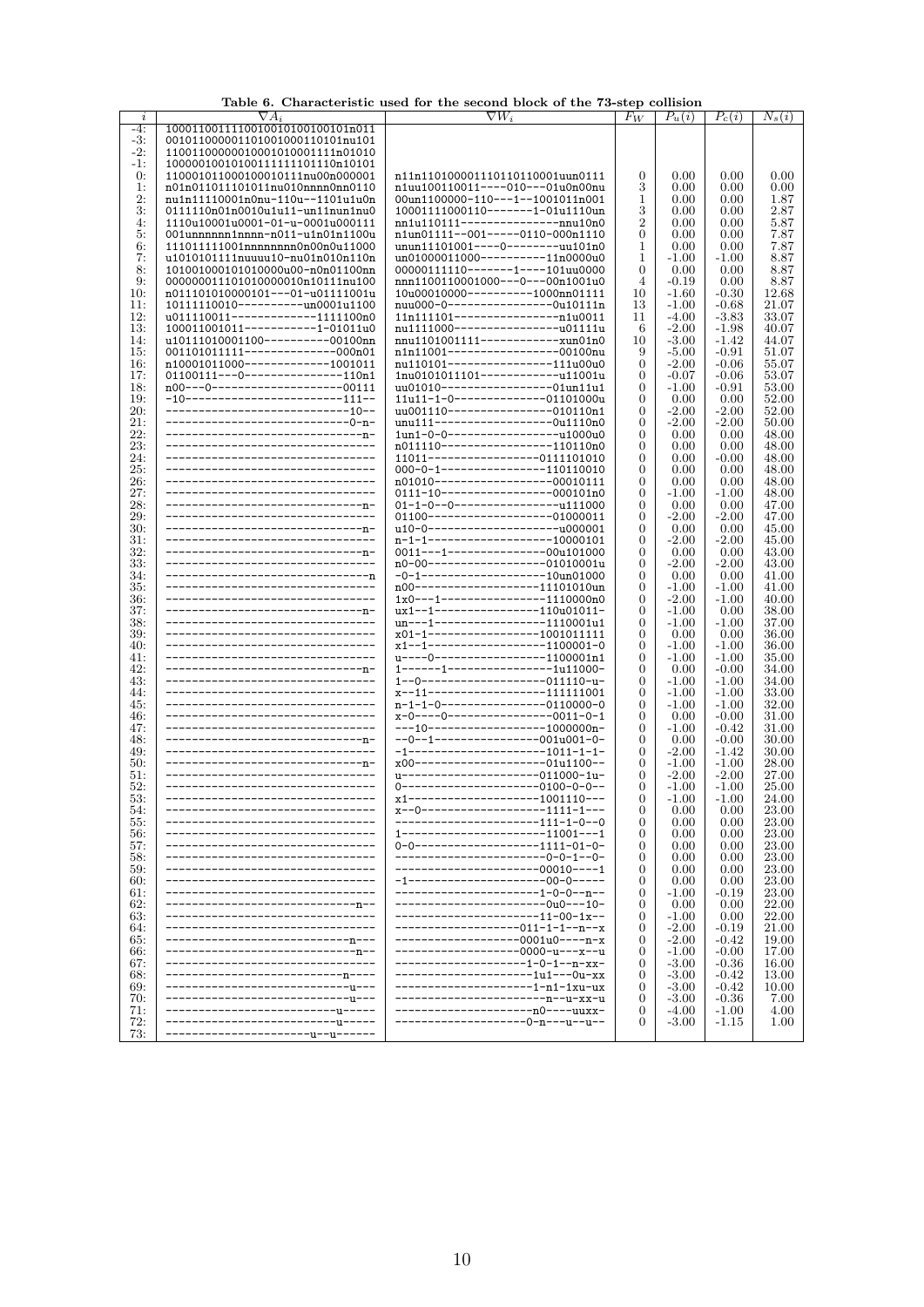**Table 6. Characteristic used for the second block of the 73-step collision**

| $i$ | $\nabla A_i$ | $\nabla W_i$ | $F_W$ | $P_u(i)$ | $P_c(i)$ | $N_s(i)$ |
|---|---|---|---|---|---|---|
| -4: | 10001100111100100101001001n011 | | | | | |
| -3: | 00101100000110100100010101nu101 | | | | | |
| -2: | 11001100000010001010001111n01010 | | | | | |
| -1: | 10000010010100111111101110n10101 | | | | | |
| 0: | 1100010110001000101111nu00n000001 | n11n110100001110110110001uun0111 | 0 | 0.00 | 0.00 | 0.00 |
| 1: | n01n011011101011nu010nnnn0nn0110 | n1uu100110011----010---01u0n00nu | 3 | 0.00 | 0.00 | 0.00 |
| 2: | nu1n11110001n0nu-110u--1101u1u0n | 00un1100000-110---1--1001011n001 | 1 | 0.00 | 0.00 | 1.87 |
| 3: | 0111110n01n0010u1u11-un11nun1nu0 | 10001111000110-------1-01u1110un | 3 | 0.00 | 0.00 | 2.87 |
| 4: | 1110u10001u0001-01-u-0001u000111 | nn1u110111---------------nnu10n0 | 2 | 0.00 | 0.00 | 5.87 |
| 5: | 001unnnnnn1nnnn-n011-u1n01n1100u | n1un01111--001-----0110-000n1110 | 0 | 0.00 | 0.00 | 7.87 |
| 6: | 111011111001nnnnnnnn0n00n0u11000 | unun11101001----0--------uu101n0 | 1 | 0.00 | 0.00 | 7.87 |
| 7: | u1010101111nuuuu10-nu01n010n110n | un01000011000----------11n0000u0 | 1 | -1.00 | -1.00 | 8.87 |
| 8: | 1010010001010100000u00-n0n01100nn | 00000111110-------1----101uu0000 | 0 | 0.00 | 0.00 | 8.87 |
| 9: | 0000000111010100000010n10111nu100 | nnn1100110001000---0---00n1001u0 | 4 | -0.19 | 0.00 | 8.87 |
| 10: | n011101010000101---01-u01111001u | 10u00010000----------1000nn01111 | 10 | -1.60 | -0.30 | 12.68 |
| 11: | 10111110010-----------un0001u1100 | nuu000-0----------------0u10111n | 13 | -1.00 | -0.68 | 21.07 |
| 12: | u011110011-------------1111100n0 | 11n111101----------------n1u0011 | 11 | -4.00 | -3.83 | 33.07 |
| 13: | 100011001011-----------1-01011u0 | nu111000-----------------u01111u | 6 | -2.00 | -1.98 | 40.07 |
| 14: | u10111010001100-----------00100nn | nnu1101001111------------xun01n0 | 10 | -3.00 | -1.42 | 44.07 |
| 15: | 001101011111---------------000n01 | n1n11001-----------------00100nu | 9 | -5.00 | -0.91 | 51.07 |
| 16: | n10001011000-------------1001011 | nu110101-----------------111u00u0 | 0 | -2.00 | -0.06 | 55.07 |
| 17: | 01100111---0-----------------110n1 | 1nu0101011101------------u11001u | 0 | -0.07 | -0.06 | 53.07 |
| 18: | n00---0---------------------00111 | uu01010------------------01un11u1 | 0 | -1.00 | -0.91 | 53.00 |
| 19: | -10---------------------------111-- | 11u11-1-0---------------01101000u | 0 | 0.00 | 0.00 | 52.00 |
| 20: | --------------------------------10-- | uu001110-----------------010110n1 | 0 | -2.00 | -2.00 | 52.00 |
| 21: | --------------------------------0-n- | unu111-------------------0u1110n0 | 0 | -2.00 | -2.00 | 50.00 |
| 22: | --------------------------------n- | 1un1-0-0-----------------u1000u0 | 0 | 0.00 | 0.00 | 48.00 |
| 23: | -------------------------------- | n011110------------------110110n0 | 0 | 0.00 | 0.00 | 48.00 |
| 24: | -------------------------------- | 11011-------------------0111101010 | 0 | 0.00 | -0.00 | 48.00 |
| 25: | -------------------------------- | 000-0-1-----------------110110010 | 0 | 0.00 | 0.00 | 48.00 |
| 26: | -------------------------------- | n01010-------------------00010111 | 0 | 0.00 | 0.00 | 48.00 |
| 27: | -------------------------------- | 0111-10------------------000101n0 | 0 | -1.00 | -1.00 | 48.00 |
| 28: | -------------------------------n- | 01-1-0--0----------------u111000 | 0 | 0.00 | 0.00 | 47.00 |
| 29: | -------------------------------- | 01100--------------------01000011 | 0 | -2.00 | -2.00 | 47.00 |
| 30: | -------------------------------n- | u10-0--------------------u000001 | 0 | 0.00 | 0.00 | 45.00 |
| 31: | -------------------------------- | n-1-1--------------------10000101 | 0 | -2.00 | -2.00 | 45.00 |
| 32: | -------------------------------n- | 0011---1-----------------00u101000 | 0 | 0.00 | 0.00 | 43.00 |
| 33: | -------------------------------- | n0-00--------------------01010001u | 0 | -2.00 | -2.00 | 43.00 |
| 34: | --------------------------------n | -0-1---------------------10un01000 | 0 | 0.00 | 0.00 | 41.00 |
| 35: | -------------------------------- | n00----------------------11101010un | 0 | -1.00 | -1.00 | 41.00 |
| 36: | -------------------------------- | 1x0---1------------------1110000n0 | 0 | -2.00 | -1.00 | 40.00 |
| 37: | -------------------------------n- | ux1--1-------------------110u01011- | 0 | -1.00 | 0.00 | 38.00 |
| 38: | -------------------------------- | un---1-------------------1110001u1 | 0 | -1.00 | -1.00 | 37.00 |
| 39: | -------------------------------- | x01-1--------------------1001011111 | 0 | 0.00 | 0.00 | 36.00 |
| 40: | -------------------------------- | x1--1--------------------1100001-0 | 0 | -1.00 | -1.00 | 36.00 |
| 41: | -------------------------------- | u----0-------------------1100001n1 | 0 | -1.00 | -1.00 | 35.00 |
| 42: | -------------------------------n- | 1-----1------------------1u11000- | 0 | 0.00 | -0.00 | 34.00 |
| 43: | -------------------------------- | 1--0---------------------011110-u- | 0 | -1.00 | -1.00 | 34.00 |
| 44: | -------------------------------- | x--11--------------------111111001 | 0 | -1.00 | -1.00 | 33.00 |
| 45: | -------------------------------- | n-1-1-0------------------0110000-0 | 0 | -1.00 | -1.00 | 32.00 |
| 46: | -------------------------------- | x-0----0-----------------0011-0-1 | 0 | 0.00 | -0.00 | 31.00 |
| 47: | -------------------------------- | ---10--------------------1000000n- | 0 | -1.00 | -0.42 | 31.00 |
| 48: | -------------------------------n- | --0--1-------------------001u001-0- | 0 | 0.00 | -0.00 | 30.00 |
| 49: | -------------------------------- | -1-----------------------1011-1-1- | 0 | -2.00 | -1.42 | 30.00 |
| 50: | -------------------------------n- | x00----------------------01u1100-- | 0 | -1.00 | -1.00 | 28.00 |
| 51: | -------------------------------- | u------------------------011000-1u- | 0 | -2.00 | -2.00 | 27.00 |
| 52: | -------------------------------- | 0------------------------0100-0-0-- | 0 | -1.00 | -1.00 | 25.00 |
| 53: | -------------------------------- | x1-----------------------1001110--- | 0 | -1.00 | -1.00 | 24.00 |
| 54: | -------------------------------- | x--0---------------------1111-1--- | 0 | 0.00 | 0.00 | 23.00 |
| 55: | -------------------------------- | -------------------------111-1-0--0 | 0 | 0.00 | 0.00 | 23.00 |
| 56: | -------------------------------- | 1------------------------11001---1 | 0 | 0.00 | 0.00 | 23.00 |
| 57: | -------------------------------- | 0-0----------------------1111-01-0- | 0 | 0.00 | 0.00 | 23.00 |
| 58: | -------------------------------- | -------------------------0-0-1--0- | 0 | 0.00 | 0.00 | 23.00 |
| 59: | -------------------------------- | -------------------------00010----1 | 0 | 0.00 | 0.00 | 23.00 |
| 60: | -------------------------------- | -1-----------------------00-0----- | 0 | 0.00 | 0.00 | 23.00 |
| 61: | -------------------------------- | -------------------------1-0-0--n-- | 0 | -1.00 | -0.19 | 23.00 |
| 62: | -----------------------------n-- | -------------------------0u0---10- | 0 | 0.00 | 0.00 | 22.00 |
| 63: | -------------------------------- | ------------------------11-00-1x-- | 0 | -1.00 | 0.00 | 22.00 |
| 64: | -------------------------------- | ---------------------011-1-1--n--x | 0 | -2.00 | -0.19 | 21.00 |
| 65: | -----------------------------n--- | --------------------0001u0----n-x | 0 | -2.00 | -0.42 | 19.00 |
| 66: | -----------------------------n-- | --------------------0000-u---x--u | 0 | -1.00 | -0.00 | 17.00 |
| 67: | -------------------------------- | ---------------------1-0-1--n-xx- | 0 | -3.00 | -0.36 | 16.00 |
| 68: | ----------------------------n---- | ---------------------1u1---0u-xx | 0 | -3.00 | -0.42 | 13.00 |
| 69: | ----------------------------u--- | ---------------------1-n1-1xu-ux | 0 | -3.00 | -0.42 | 10.00 |
| 70: | ----------------------------u--- | ------------------------n--u-xx-u | 0 | -3.00 | -0.36 | 7.00 |
| 71: | --------------------------u----- | ---------------------n0----uuxx- | 0 | -4.00 | -1.00 | 4.00 |
| 72: | ----------------------------u----- | ---------------------0-n---u--u-- | 0 | -3.00 | -1.15 | 1.00 |
| 73: | -----------------------u--u------ | | | | | |